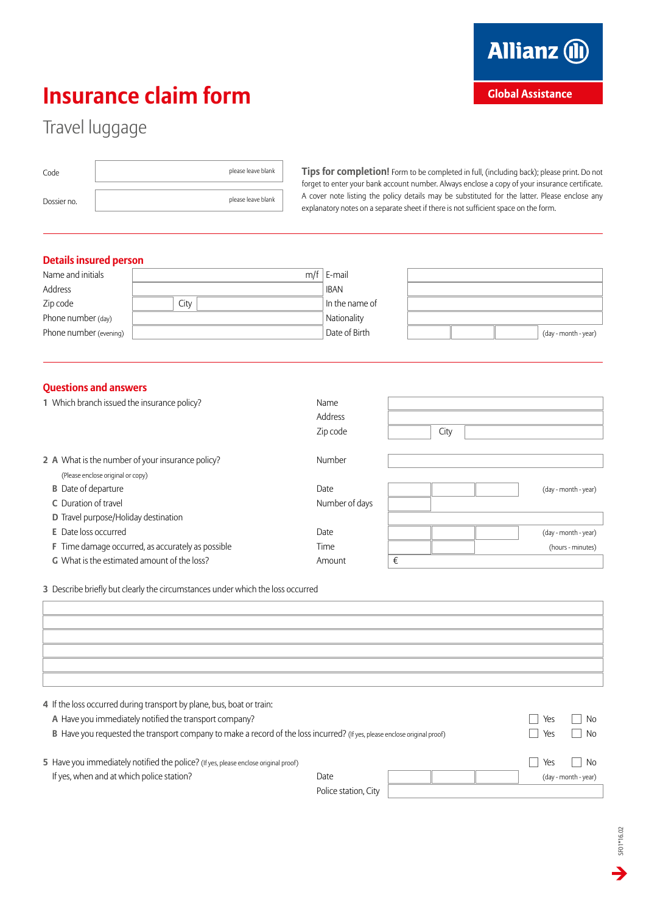Allianz Global Assistance

# Insurance claim form

## Travel luggage

| | |
|---|---|
| Code | please leave blank |
| Dossier no. | please leave blank |

**Tips for completion!** Form to be completed in full, (including back); please print. Do not forget to enter your bank account number. Always enclose a copy of your insurance certificate. A cover note listing the policy details may be substituted for the latter. Please enclose any explanatory notes on a separate sheet if there is not sufficient space on the form.

## Details insured person

| | | | |
|---|---|---|---|
| Name and initials | m/f | E-mail | |
| Address | | IBAN | |
| Zip code | City | In the name of | |
| Phone number (day) | | Nationality | |
| Phone number (evening) | | Date of Birth | (day - month - year) |

## Questions and answers

1 Which branch issued the insurance policy?

| | |
|---|---|
| Name | |
| Address | |
| Zip code | City |

| | | |
|---|---|---|
| 2 A What is the number of your insurance policy? (Please enclose original or copy) | Number | |
| B Date of departure | Date | (day - month - year) |
| C Duration of travel | Number of days | |
| D Travel purpose/Holiday destination | | |
| E Date loss occurred | Date | (day - month - year) |
| F Time damage occurred, as accurately as possible | Time | (hours - minutes) |
| G What is the estimated amount of the loss? | Amount | € |

3 Describe briefly but clearly the circumstances under which the loss occurred

4 If the loss occurred during transport by plane, bus, boat or train:

A Have you immediately notified the transport company? ☐ Yes ☐ No

B Have you requested the transport company to make a record of the loss incurred? (If yes, please enclose original proof) ☐ Yes ☐ No

5 Have you immediately notified the police? (If yes, please enclose original proof) ☐ Yes ☐ No

If yes, when and at which police station?

| | |
|---|---|
| Date | (day - month - year) |
| Police station, City | |

SF01*16.02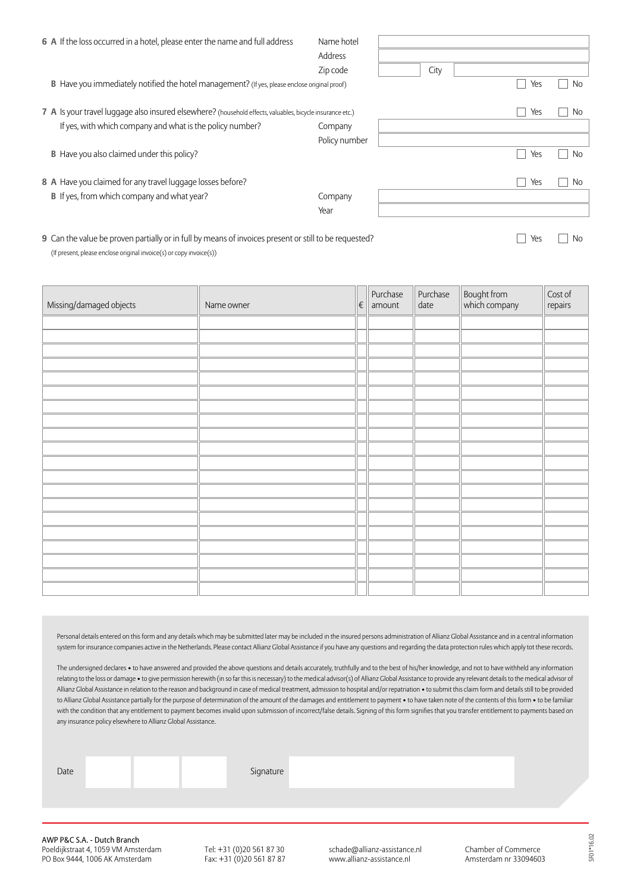**6 A** If the loss occurred in a hotel, please enter the name and full address

Name hotel
Address
Zip code City

**B** Have you immediately notified the hotel management? (If yes, please enclose original proof) ☐ Yes ☐ No

**7 A** Is your travel luggage also insured elsewhere? (household effects, valuables, bicycle insurance etc.) ☐ Yes ☐ No

If yes, with which company and what is the policy number?

Company
Policy number

**B** Have you also claimed under this policy? ☐ Yes ☐ No

**8 A** Have you claimed for any travel luggage losses before? ☐ Yes ☐ No

**B** If yes, from which company and what year?

Company
Year

**9** Can the value be proven partially or in full by means of invoices present or still to be requested? ☐ Yes ☐ No

(If present, please enclose original invoice(s) or copy invoice(s))

| Missing/damaged objects | Name owner | € | Purchase amount | Purchase date | Bought from which company | Cost of repairs |
|---|---|---|---|---|---|---|
| | | | | | | |
| | | | | | | |
| | | | | | | |
| | | | | | | |
| | | | | | | |
| | | | | | | |
| | | | | | | |
| | | | | | | |
| | | | | | | |
| | | | | | | |
| | | | | | | |
| | | | | | | |
| | | | | | | |
| | | | | | | |
| | | | | | | |
| | | | | | | |
| | | | | | | |
| | | | | | | |
| | | | | | | |
| | | | | | | |

Personal details entered on this form and any details which may be submitted later may be included in the insured persons administration of Allianz Global Assistance and in a central information system for insurance companies active in the Netherlands. Please contact Allianz Global Assistance if you have any questions and regarding the data protection rules which apply tot these records.

The undersigned declares • to have answered and provided the above questions and details accurately, truthfully and to the best of his/her knowledge, and not to have withheld any information relating to the loss or damage • to give permission herewith (in so far this is necessary) to the medical advisor(s) of Allianz Global Assistance to provide any relevant details to the medical advisor of Allianz Global Assistance in relation to the reason and background in case of medical treatment, admission to hospital and/or repatriation • to submit this claim form and details still to be provided to Allianz Global Assistance partially for the purpose of determination of the amount of the damages and entitlement to payment • to have taken note of the contents of this form • to be familiar with the condition that any entitlement to payment becomes invalid upon submission of incorrect/false details. Signing of this form signifies that you transfer entitlement to payments based on any insurance policy elsewhere to Allianz Global Assistance.

Date Signature

**AWP P&C S.A. - Dutch Branch**
Poeldijkstraat 4, 1059 VM Amsterdam
PO Box 9444, 1006 AK Amsterdam

Tel: +31 (0)20 561 87 30
Fax: +31 (0)20 561 87 87

schade@allianz-assistance.nl
www.allianz-assistance.nl

Chamber of Commerce
Amsterdam nr 33094603

SF01*16.02